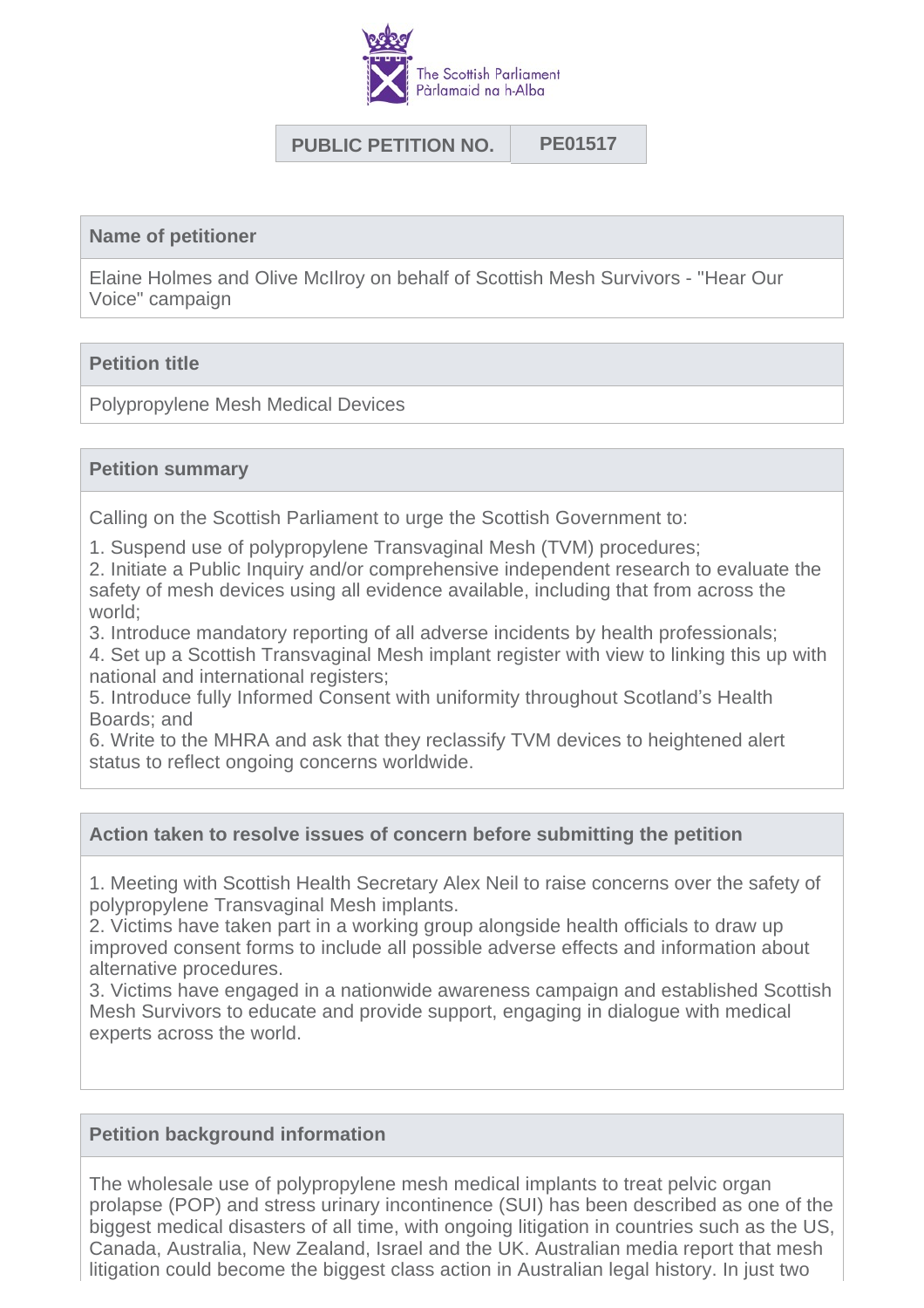The Scottish Parliament
Pàrlamaid na h-Alba

| PUBLIC PETITION NO. | PE01517 |
|---|---|

## Name of petitioner

Elaine Holmes and Olive McIlroy on behalf of Scottish Mesh Survivors - "Hear Our Voice" campaign

## Petition title

Polypropylene Mesh Medical Devices

## Petition summary

Calling on the Scottish Parliament to urge the Scottish Government to:

1. Suspend use of polypropylene Transvaginal Mesh (TVM) procedures;
2. Initiate a Public Inquiry and/or comprehensive independent research to evaluate the safety of mesh devices using all evidence available, including that from across the world;
3. Introduce mandatory reporting of all adverse incidents by health professionals;
4. Set up a Scottish Transvaginal Mesh implant register with view to linking this up with national and international registers;
5. Introduce fully Informed Consent with uniformity throughout Scotland's Health Boards; and
6. Write to the MHRA and ask that they reclassify TVM devices to heightened alert status to reflect ongoing concerns worldwide.

## Action taken to resolve issues of concern before submitting the petition

1. Meeting with Scottish Health Secretary Alex Neil to raise concerns over the safety of polypropylene Transvaginal Mesh implants.
2. Victims have taken part in a working group alongside health officials to draw up improved consent forms to include all possible adverse effects and information about alternative procedures.
3. Victims have engaged in a nationwide awareness campaign and established Scottish Mesh Survivors to educate and provide support, engaging in dialogue with medical experts across the world.

## Petition background information

The wholesale use of polypropylene mesh medical implants to treat pelvic organ prolapse (POP) and stress urinary incontinence (SUI) has been described as one of the biggest medical disasters of all time, with ongoing litigation in countries such as the US, Canada, Australia, New Zealand, Israel and the UK. Australian media report that mesh litigation could become the biggest class action in Australian legal history. In just two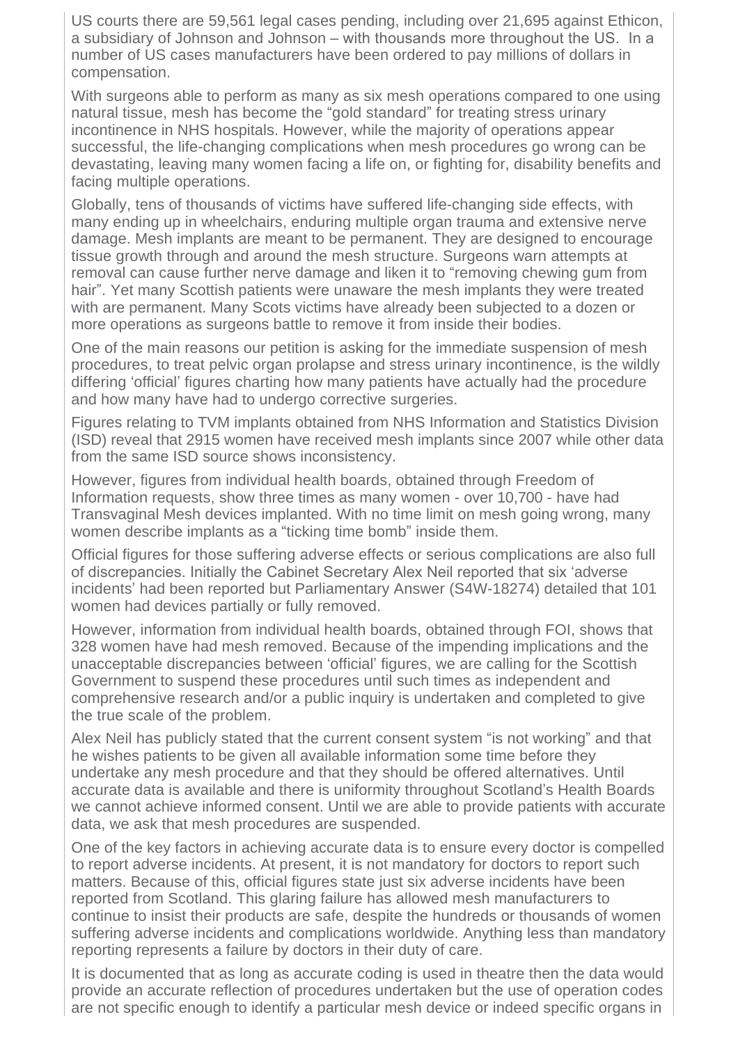US courts there are 59,561 legal cases pending, including over 21,695 against Ethicon, a subsidiary of Johnson and Johnson – with thousands more throughout the US. In a number of US cases manufacturers have been ordered to pay millions of dollars in compensation.

With surgeons able to perform as many as six mesh operations compared to one using natural tissue, mesh has become the "gold standard" for treating stress urinary incontinence in NHS hospitals. However, while the majority of operations appear successful, the life-changing complications when mesh procedures go wrong can be devastating, leaving many women facing a life on, or fighting for, disability benefits and facing multiple operations.

Globally, tens of thousands of victims have suffered life-changing side effects, with many ending up in wheelchairs, enduring multiple organ trauma and extensive nerve damage. Mesh implants are meant to be permanent. They are designed to encourage tissue growth through and around the mesh structure. Surgeons warn attempts at removal can cause further nerve damage and liken it to "removing chewing gum from hair". Yet many Scottish patients were unaware the mesh implants they were treated with are permanent. Many Scots victims have already been subjected to a dozen or more operations as surgeons battle to remove it from inside their bodies.

One of the main reasons our petition is asking for the immediate suspension of mesh procedures, to treat pelvic organ prolapse and stress urinary incontinence, is the wildly differing 'official' figures charting how many patients have actually had the procedure and how many have had to undergo corrective surgeries.

Figures relating to TVM implants obtained from NHS Information and Statistics Division (ISD) reveal that 2915 women have received mesh implants since 2007 while other data from the same ISD source shows inconsistency.

However, figures from individual health boards, obtained through Freedom of Information requests, show three times as many women - over 10,700 - have had Transvaginal Mesh devices implanted. With no time limit on mesh going wrong, many women describe implants as a "ticking time bomb" inside them.

Official figures for those suffering adverse effects or serious complications are also full of discrepancies. Initially the Cabinet Secretary Alex Neil reported that six 'adverse incidents' had been reported but Parliamentary Answer (S4W-18274) detailed that 101 women had devices partially or fully removed.

However, information from individual health boards, obtained through FOI, shows that 328 women have had mesh removed. Because of the impending implications and the unacceptable discrepancies between 'official' figures, we are calling for the Scottish Government to suspend these procedures until such times as independent and comprehensive research and/or a public inquiry is undertaken and completed to give the true scale of the problem.

Alex Neil has publicly stated that the current consent system "is not working" and that he wishes patients to be given all available information some time before they undertake any mesh procedure and that they should be offered alternatives. Until accurate data is available and there is uniformity throughout Scotland's Health Boards we cannot achieve informed consent. Until we are able to provide patients with accurate data, we ask that mesh procedures are suspended.

One of the key factors in achieving accurate data is to ensure every doctor is compelled to report adverse incidents. At present, it is not mandatory for doctors to report such matters. Because of this, official figures state just six adverse incidents have been reported from Scotland. This glaring failure has allowed mesh manufacturers to continue to insist their products are safe, despite the hundreds or thousands of women suffering adverse incidents and complications worldwide. Anything less than mandatory reporting represents a failure by doctors in their duty of care.

It is documented that as long as accurate coding is used in theatre then the data would provide an accurate reflection of procedures undertaken but the use of operation codes are not specific enough to identify a particular mesh device or indeed specific organs in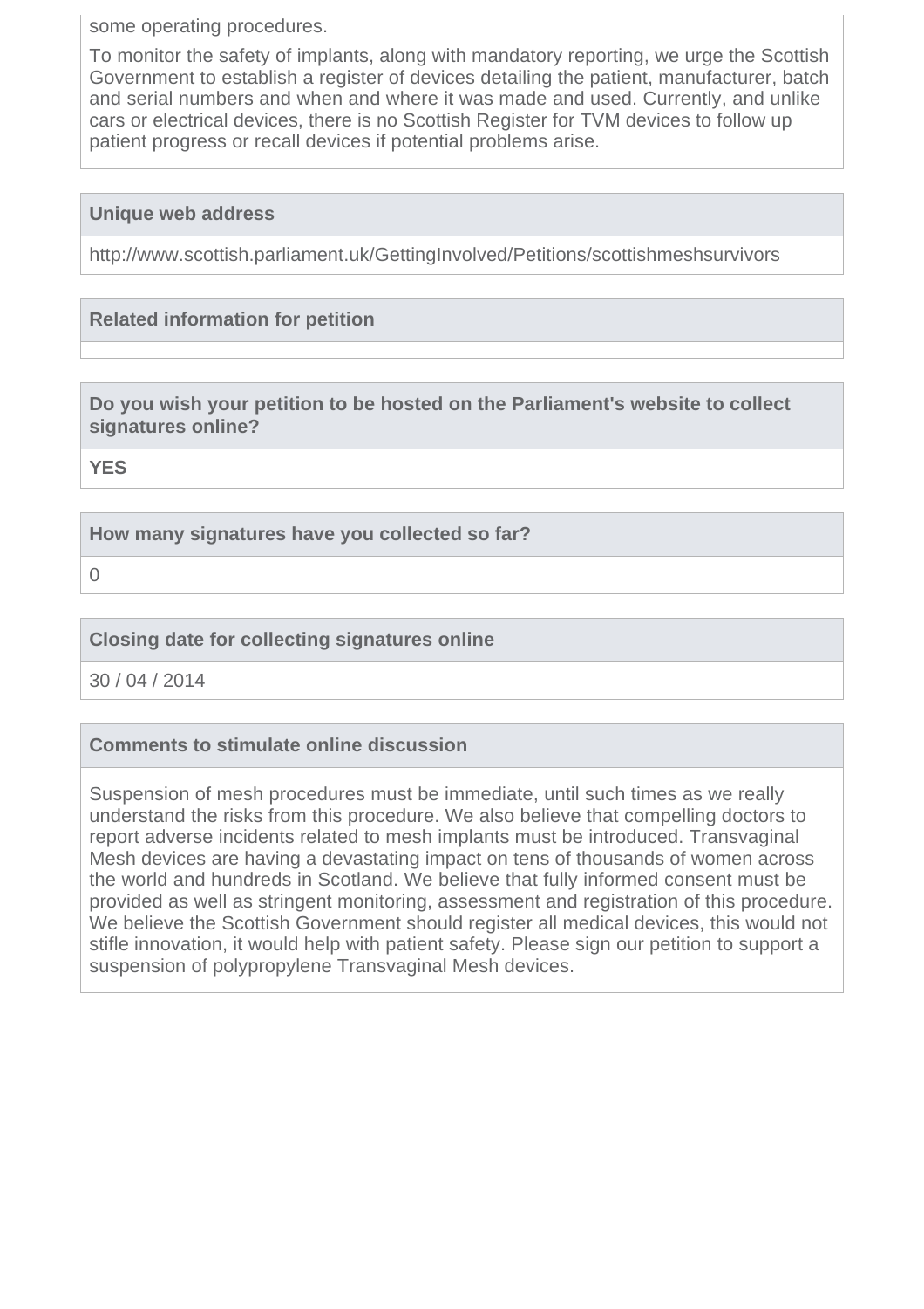some operating procedures.

To monitor the safety of implants, along with mandatory reporting, we urge the Scottish Government to establish a register of devices detailing the patient, manufacturer, batch and serial numbers and when and where it was made and used. Currently, and unlike cars or electrical devices, there is no Scottish Register for TVM devices to follow up patient progress or recall devices if potential problems arise.

**Unique web address**

http://www.scottish.parliament.uk/GettingInvolved/Petitions/scottishmeshsurvivors

**Related information for petition**

**Do you wish your petition to be hosted on the Parliament's website to collect signatures online?**

**YES**

**How many signatures have you collected so far?**

0

**Closing date for collecting signatures online**

30 / 04 / 2014

**Comments to stimulate online discussion**

Suspension of mesh procedures must be immediate, until such times as we really understand the risks from this procedure. We also believe that compelling doctors to report adverse incidents related to mesh implants must be introduced. Transvaginal Mesh devices are having a devastating impact on tens of thousands of women across the world and hundreds in Scotland. We believe that fully informed consent must be provided as well as stringent monitoring, assessment and registration of this procedure. We believe the Scottish Government should register all medical devices, this would not stifle innovation, it would help with patient safety. Please sign our petition to support a suspension of polypropylene Transvaginal Mesh devices.